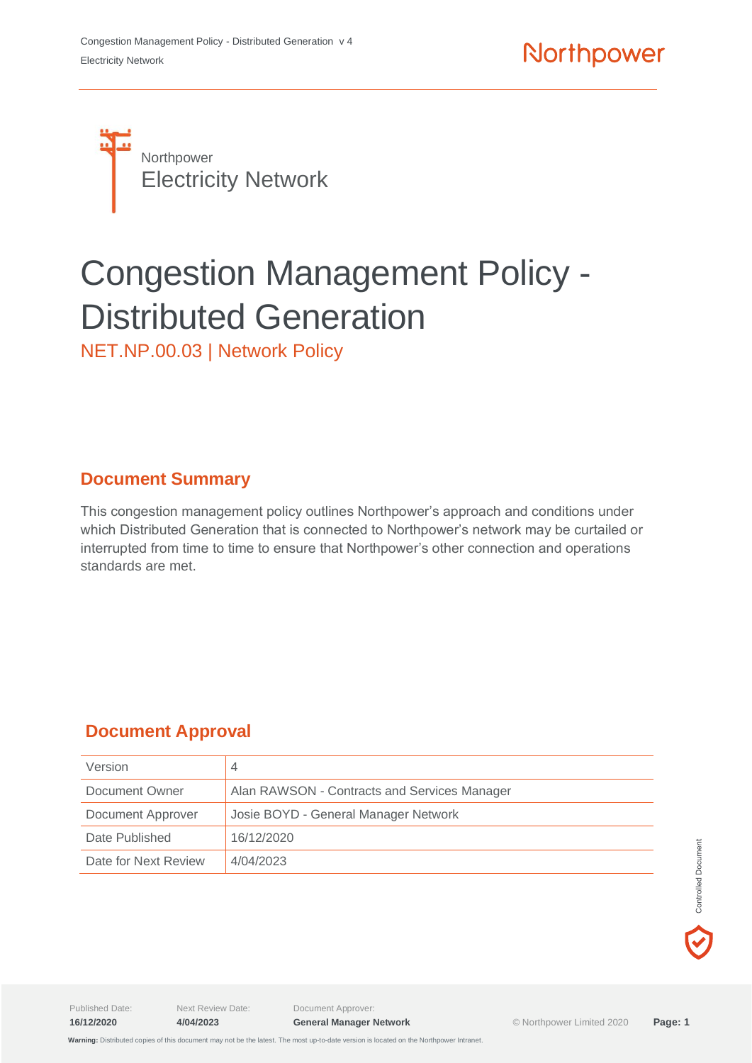Northpower
Electricity Network

# Congestion Management Policy - Distributed Generation

NET.NP.00.03 | Network Policy

## Document Summary

This congestion management policy outlines Northpower's approach and conditions under which Distributed Generation that is connected to Northpower's network may be curtailed or interrupted from time to time to ensure that Northpower's other connection and operations standards are met.

## Document Approval

| Version | 4 |
|---|---|
| Document Owner | Alan RAWSON - Contracts and Services Manager |
| Document Approver | Josie BOYD - General Manager Network |
| Date Published | 16/12/2020 |
| Date for Next Review | 4/04/2023 |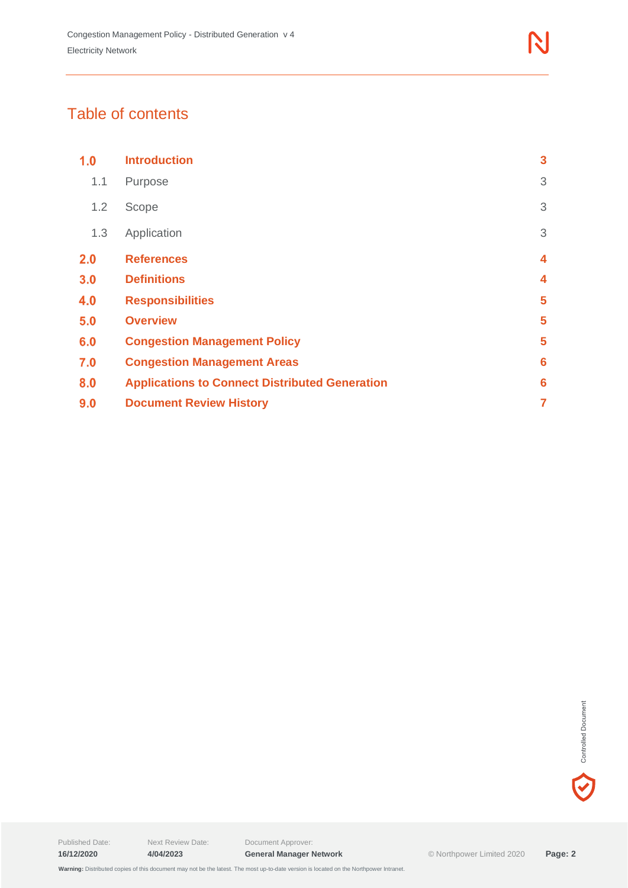# Table of contents

| | | |
|---|---|---|
| **1.0** | **Introduction** | **3** |
| 1.1 | Purpose | 3 |
| 1.2 | Scope | 3 |
| 1.3 | Application | 3 |
| **2.0** | **References** | **4** |
| **3.0** | **Definitions** | **4** |
| **4.0** | **Responsibilities** | **5** |
| **5.0** | **Overview** | **5** |
| **6.0** | **Congestion Management Policy** | **5** |
| **7.0** | **Congestion Management Areas** | **6** |
| **8.0** | **Applications to Connect Distributed Generation** | **6** |
| **9.0** | **Document Review History** | **7** |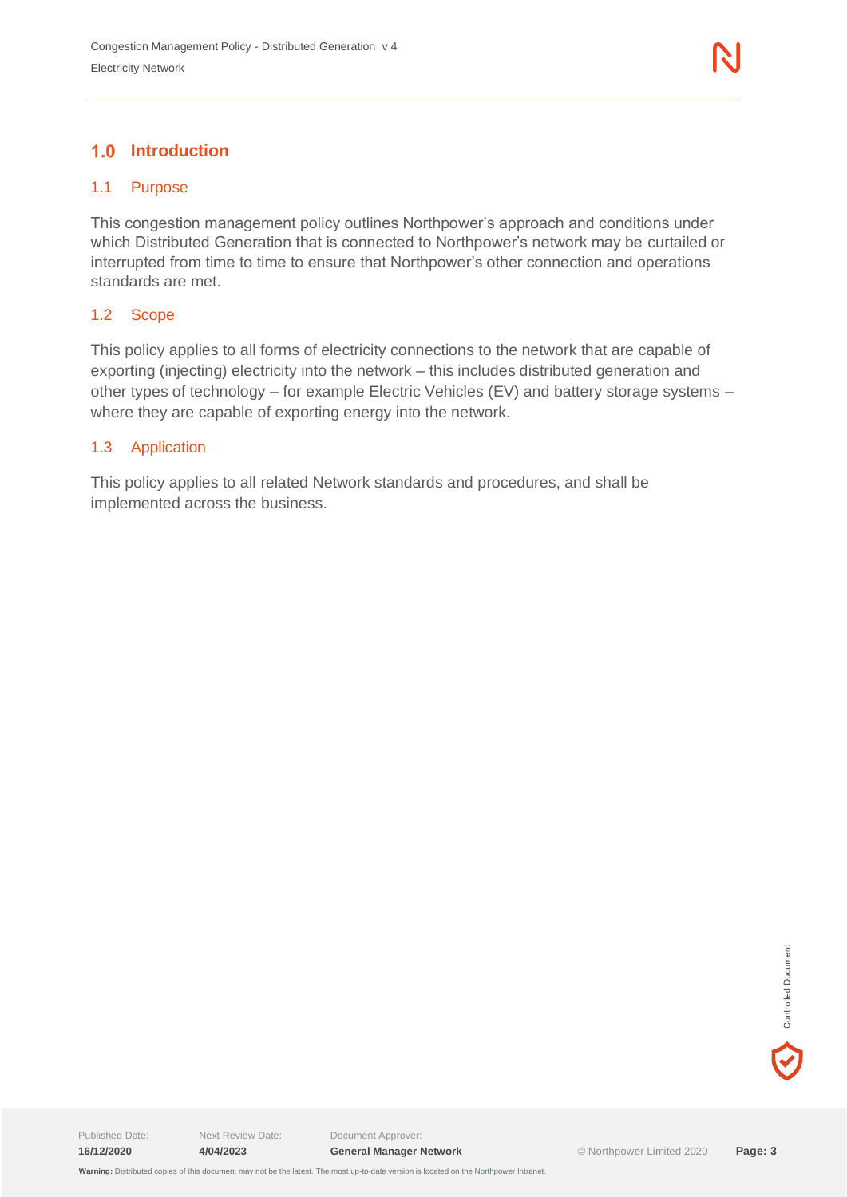# 1.0 Introduction

## 1.1 Purpose

This congestion management policy outlines Northpower's approach and conditions under which Distributed Generation that is connected to Northpower's network may be curtailed or interrupted from time to time to ensure that Northpower's other connection and operations standards are met.

## 1.2 Scope

This policy applies to all forms of electricity connections to the network that are capable of exporting (injecting) electricity into the network – this includes distributed generation and other types of technology – for example Electric Vehicles (EV) and battery storage systems – where they are capable of exporting energy into the network.

## 1.3 Application

This policy applies to all related Network standards and procedures, and shall be implemented across the business.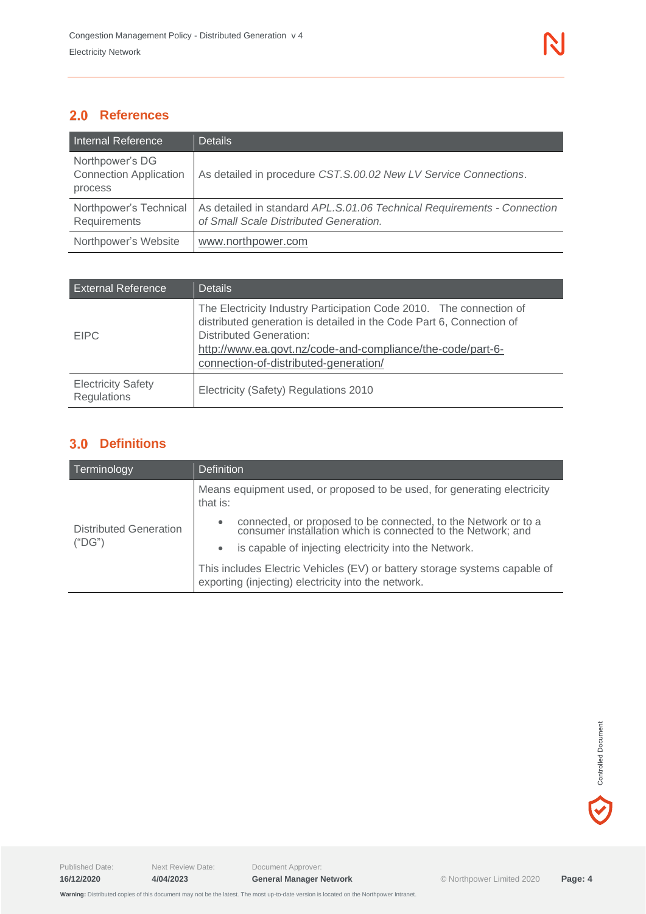## 2.0 References

| Internal Reference | Details |
|---|---|
| Northpower's DG Connection Application process | As detailed in procedure *CST.S.00.02 New LV Service Connections*. |
| Northpower's Technical Requirements | As detailed in standard *APL.S.01.06 Technical Requirements - Connection of Small Scale Distributed Generation.* |
| Northpower's Website | www.northpower.com |

| External Reference | Details |
|---|---|
| EIPC | The Electricity Industry Participation Code 2010. The connection of distributed generation is detailed in the Code Part 6, Connection of Distributed Generation: http://www.ea.govt.nz/code-and-compliance/the-code/part-6-connection-of-distributed-generation/ |
| Electricity Safety Regulations | Electricity (Safety) Regulations 2010 |

## 3.0 Definitions

| Terminology | Definition |
|---|---|
| Distributed Generation ("DG") | Means equipment used, or proposed to be used, for generating electricity that is:<br>• connected, or proposed to be connected, to the Network or to a consumer installation which is connected to the Network; and<br>• is capable of injecting electricity into the Network.<br>This includes Electric Vehicles (EV) or battery storage systems capable of exporting (injecting) electricity into the network. |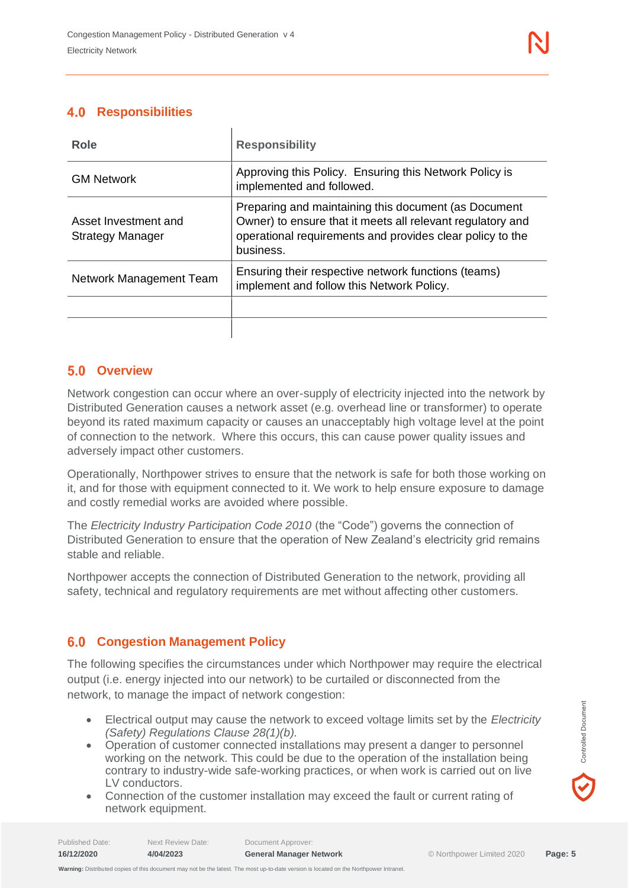## 4.0 Responsibilities

| Role | Responsibility |
|---|---|
| GM Network | Approving this Policy. Ensuring this Network Policy is implemented and followed. |
| Asset Investment and Strategy Manager | Preparing and maintaining this document (as Document Owner) to ensure that it meets all relevant regulatory and operational requirements and provides clear policy to the business. |
| Network Management Team | Ensuring their respective network functions (teams) implement and follow this Network Policy. |
| | |
| | |

## 5.0 Overview

Network congestion can occur where an over-supply of electricity injected into the network by Distributed Generation causes a network asset (e.g. overhead line or transformer) to operate beyond its rated maximum capacity or causes an unacceptably high voltage level at the point of connection to the network. Where this occurs, this can cause power quality issues and adversely impact other customers.

Operationally, Northpower strives to ensure that the network is safe for both those working on it, and for those with equipment connected to it. We work to help ensure exposure to damage and costly remedial works are avoided where possible.

The *Electricity Industry Participation Code 2010* (the "Code") governs the connection of Distributed Generation to ensure that the operation of New Zealand's electricity grid remains stable and reliable.

Northpower accepts the connection of Distributed Generation to the network, providing all safety, technical and regulatory requirements are met without affecting other customers.

## 6.0 Congestion Management Policy

The following specifies the circumstances under which Northpower may require the electrical output (i.e. energy injected into our network) to be curtailed or disconnected from the network, to manage the impact of network congestion:

- Electrical output may cause the network to exceed voltage limits set by the *Electricity (Safety) Regulations Clause 28(1)(b).*
- Operation of customer connected installations may present a danger to personnel working on the network. This could be due to the operation of the installation being contrary to industry-wide safe-working practices, or when work is carried out on live LV conductors.
- Connection of the customer installation may exceed the fault or current rating of network equipment.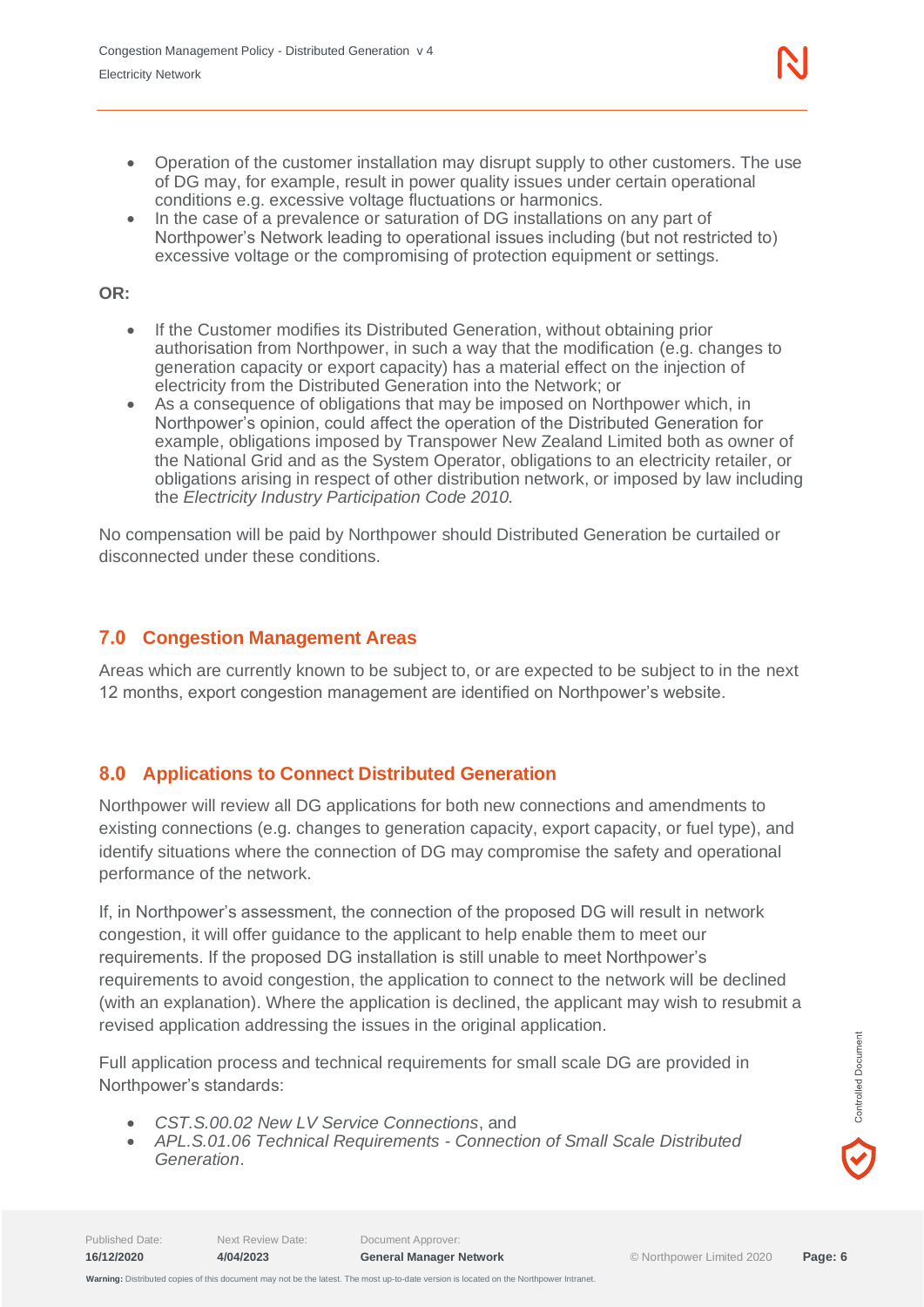- Operation of the customer installation may disrupt supply to other customers. The use of DG may, for example, result in power quality issues under certain operational conditions e.g. excessive voltage fluctuations or harmonics.
- In the case of a prevalence or saturation of DG installations on any part of Northpower's Network leading to operational issues including (but not restricted to) excessive voltage or the compromising of protection equipment or settings.

**OR:**

- If the Customer modifies its Distributed Generation, without obtaining prior authorisation from Northpower, in such a way that the modification (e.g. changes to generation capacity or export capacity) has a material effect on the injection of electricity from the Distributed Generation into the Network; or
- As a consequence of obligations that may be imposed on Northpower which, in Northpower's opinion, could affect the operation of the Distributed Generation for example, obligations imposed by Transpower New Zealand Limited both as owner of the National Grid and as the System Operator, obligations to an electricity retailer, or obligations arising in respect of other distribution network, or imposed by law including the *Electricity Industry Participation Code 2010.*

No compensation will be paid by Northpower should Distributed Generation be curtailed or disconnected under these conditions.

## 7.0 Congestion Management Areas

Areas which are currently known to be subject to, or are expected to be subject to in the next 12 months, export congestion management are identified on Northpower's website.

## 8.0 Applications to Connect Distributed Generation

Northpower will review all DG applications for both new connections and amendments to existing connections (e.g. changes to generation capacity, export capacity, or fuel type), and identify situations where the connection of DG may compromise the safety and operational performance of the network.

If, in Northpower's assessment, the connection of the proposed DG will result in network congestion, it will offer guidance to the applicant to help enable them to meet our requirements. If the proposed DG installation is still unable to meet Northpower's requirements to avoid congestion, the application to connect to the network will be declined (with an explanation). Where the application is declined, the applicant may wish to resubmit a revised application addressing the issues in the original application.

Full application process and technical requirements for small scale DG are provided in Northpower's standards:

- *CST.S.00.02 New LV Service Connections*, and
- *APL.S.01.06 Technical Requirements - Connection of Small Scale Distributed Generation*.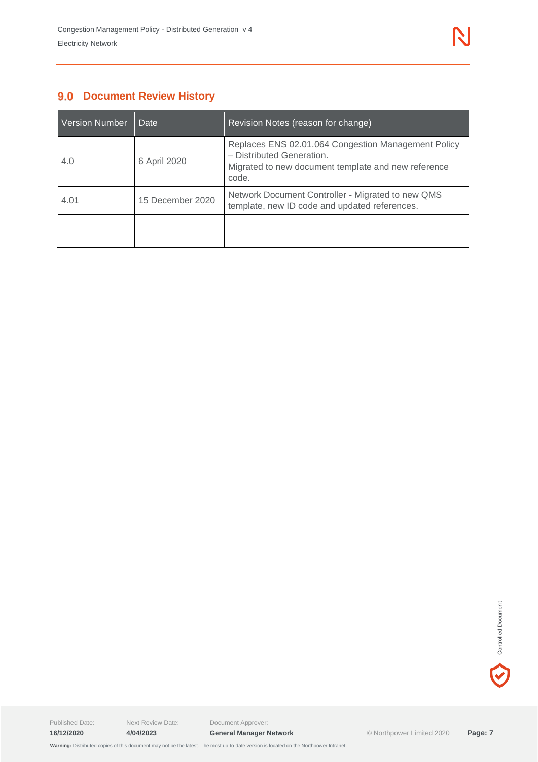## 9.0 Document Review History

| Version Number | Date | Revision Notes (reason for change) |
|---|---|---|
| 4.0 | 6 April 2020 | Replaces ENS 02.01.064 Congestion Management Policy – Distributed Generation.<br>Migrated to new document template and new reference code. |
| 4.01 | 15 December 2020 | Network Document Controller - Migrated to new QMS template, new ID code and updated references. |
| | | |
| | | |